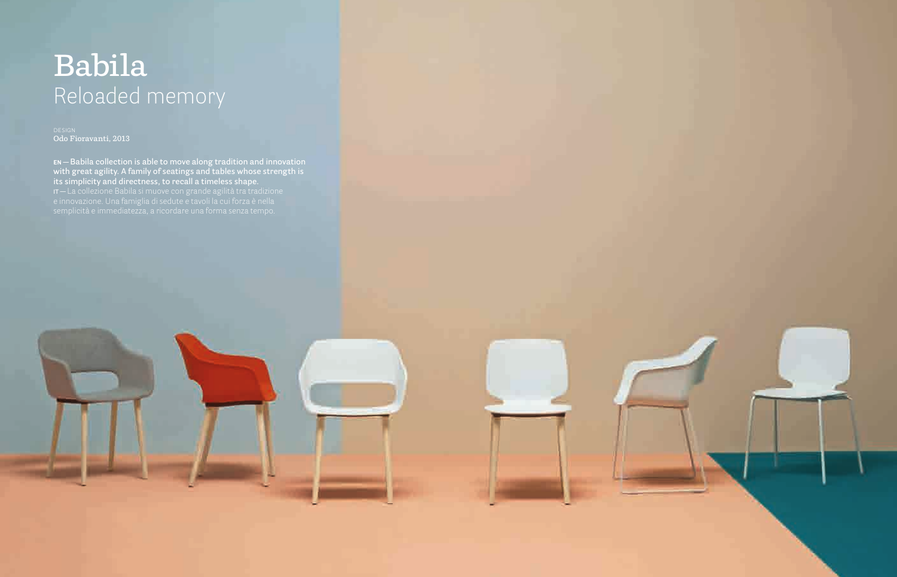# Babila
## Reloaded memory

DESIGN
Odo Fioravanti, 2013

**EN — Babila collection is able to move along tradition and innovation with great agility. A family of seatings and tables whose strength is its simplicity and directness, to recall a timeless shape.**

IT — La collezione Babila si muove con grande agilità tra tradizione e innovazione. Una famiglia di sedute e tavoli la cui forza è nella semplicità e immediatezza, a ricordare una forma senza tempo.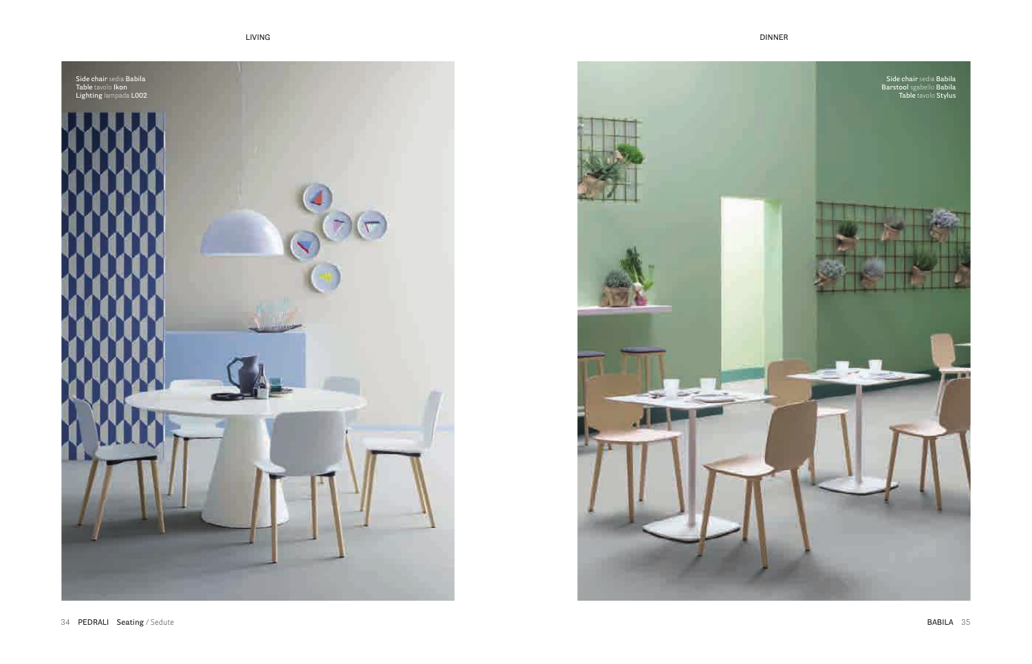LIVING

Side chair sedia **Babila**
Table tavolo **Ikon**
Lighting lampada **L002**

DINNER

Side chair sedia **Babila**
Barstool sgabello **Babila**
Table tavolo **Stylus**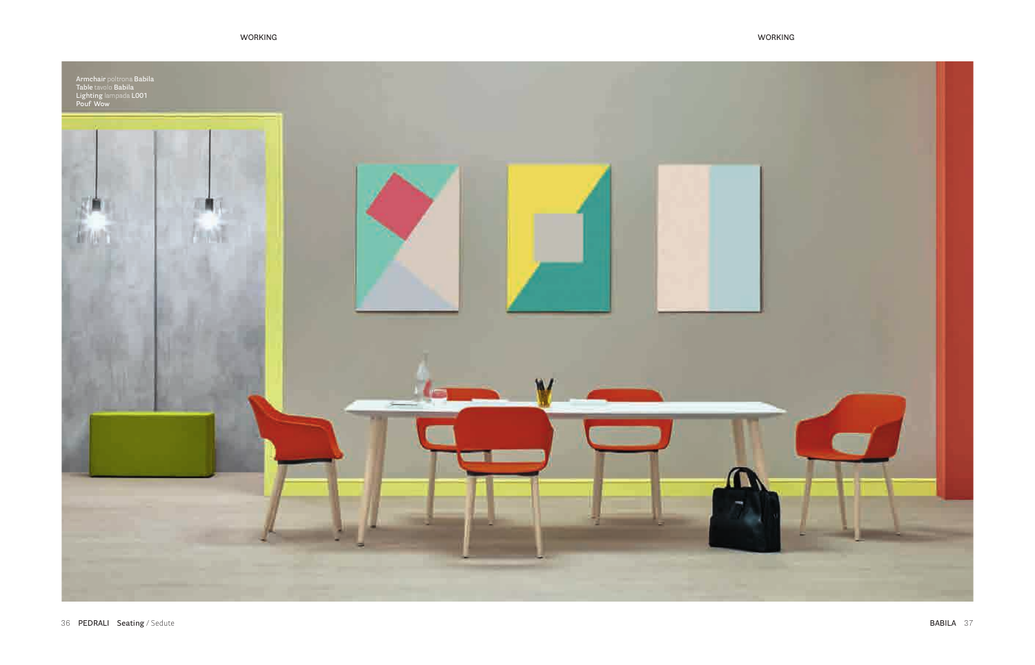Armchair poltrona **Babila**
Table tavolo **Babila**
Lighting lampada **L001**
Pouf **Wow**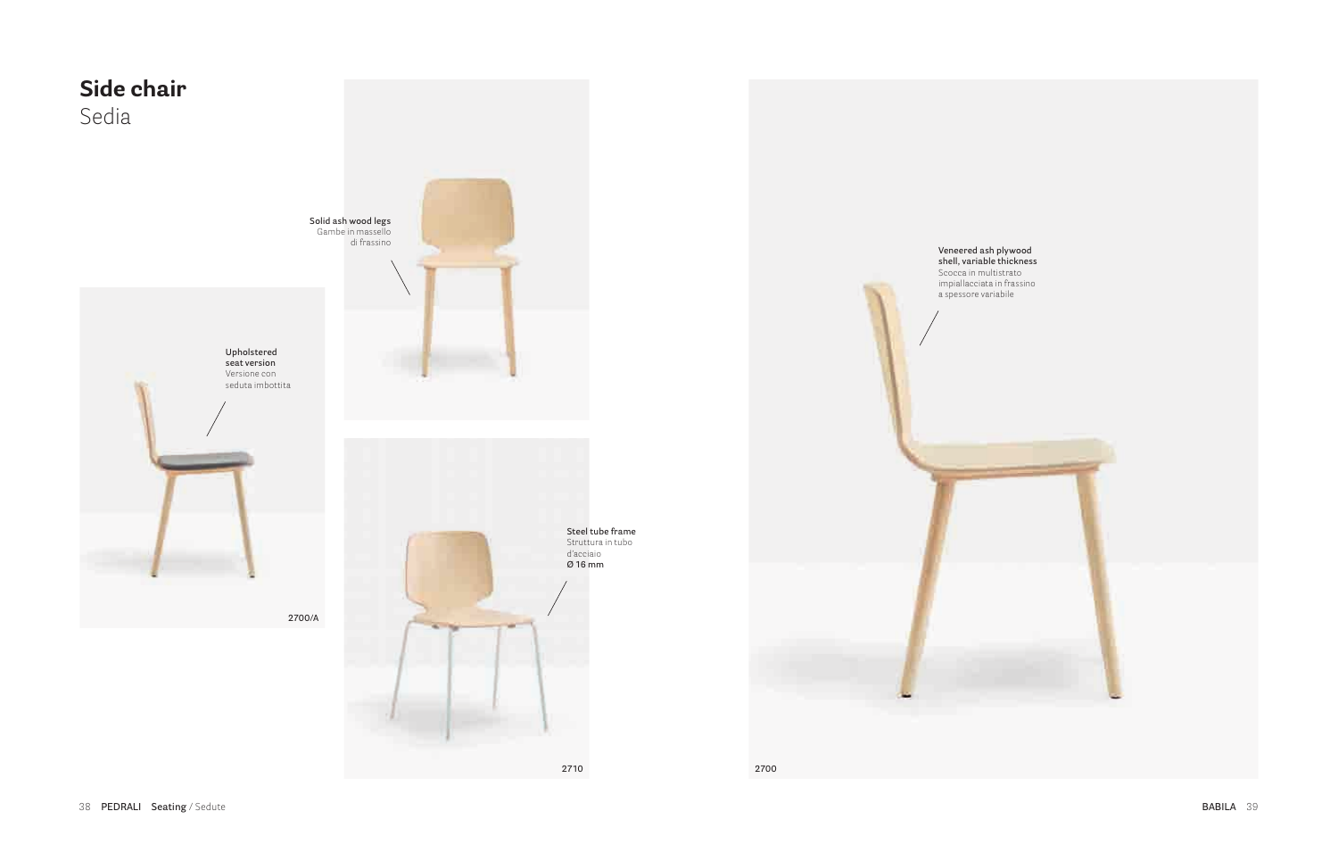# Side chair
Sedia

**Solid ash wood legs**
Gambe in massello di frassino

**Upholstered seat version**
Versione con seduta imbottita

2700/A

**Steel tube frame**
Struttura in tubo d'acciaio
**Ø 16 mm**

2710

**Veneered ash plywood shell, variable thickness**
Scocca in multistrato impiallacciata in frassino a spessore variabile

2700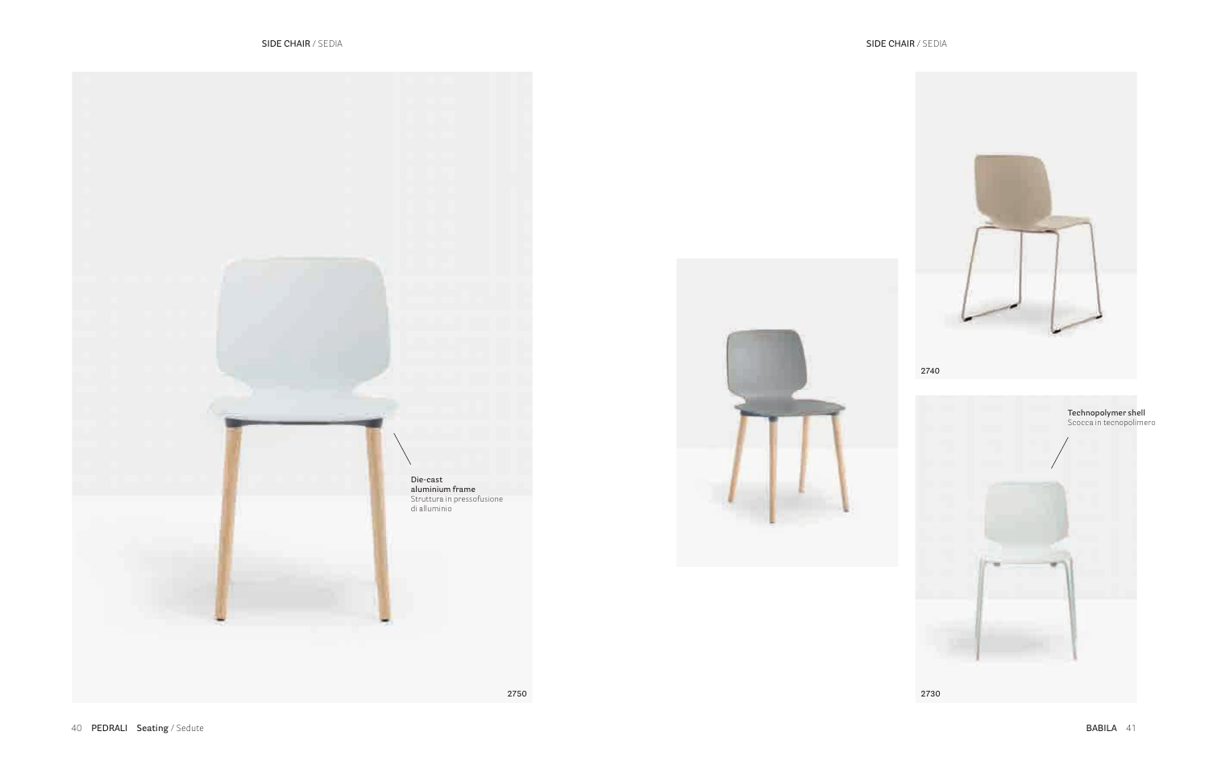SIDE CHAIR / SEDIA

**Die-cast aluminium frame**
Struttura in pressofusione di alluminio

2750

SIDE CHAIR / SEDIA

2740

**Technopolymer shell**
Scocca in tecnopolimero

2730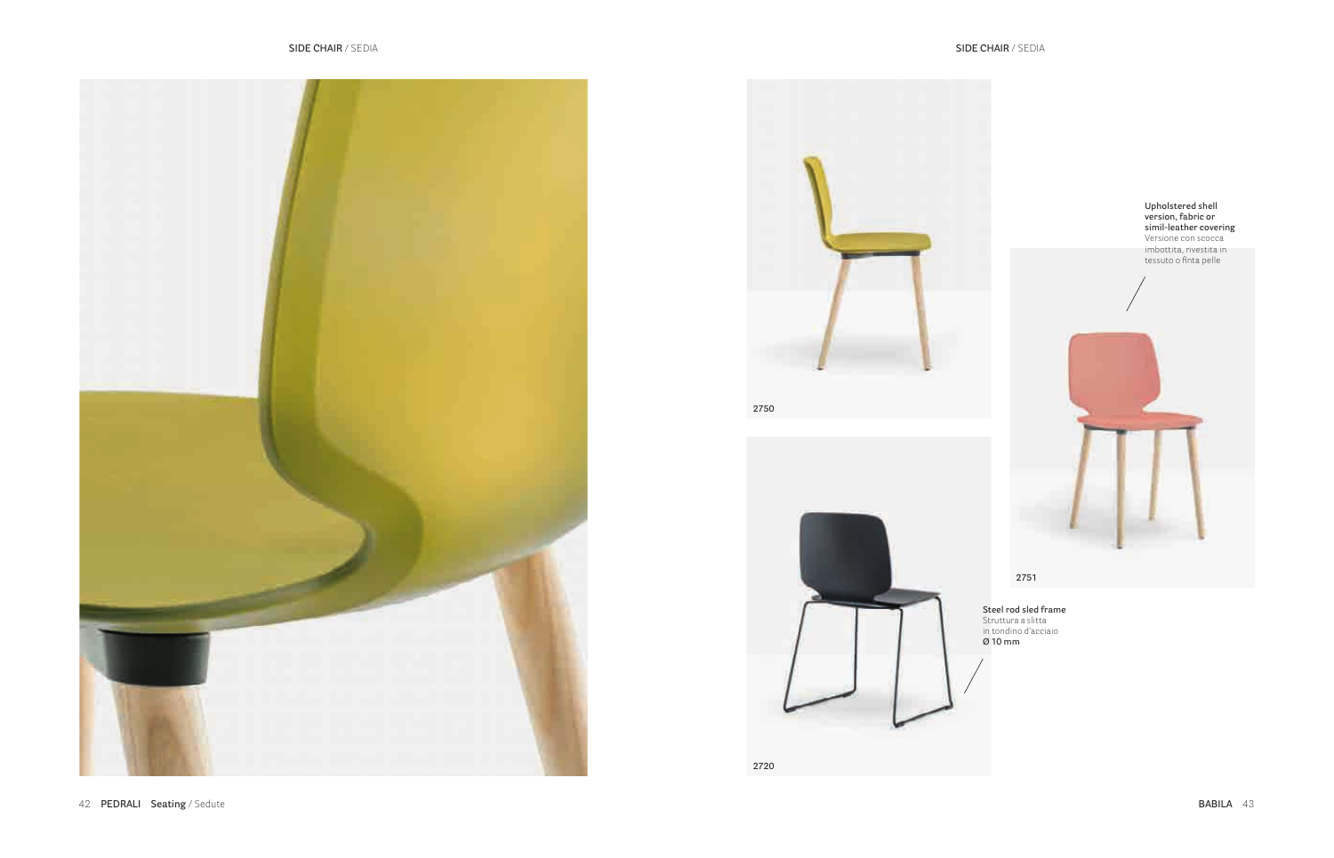SIDE CHAIR / SEDIA

SIDE CHAIR / SEDIA

2750

**Upholstered shell version, fabric or simil-leather covering**
Versione con scocca imbottita, rivestita in tessuto o finta pelle

2751

**Steel rod sled frame**
Struttura a slitta in tondino d'acciaio
Ø 10 mm

2720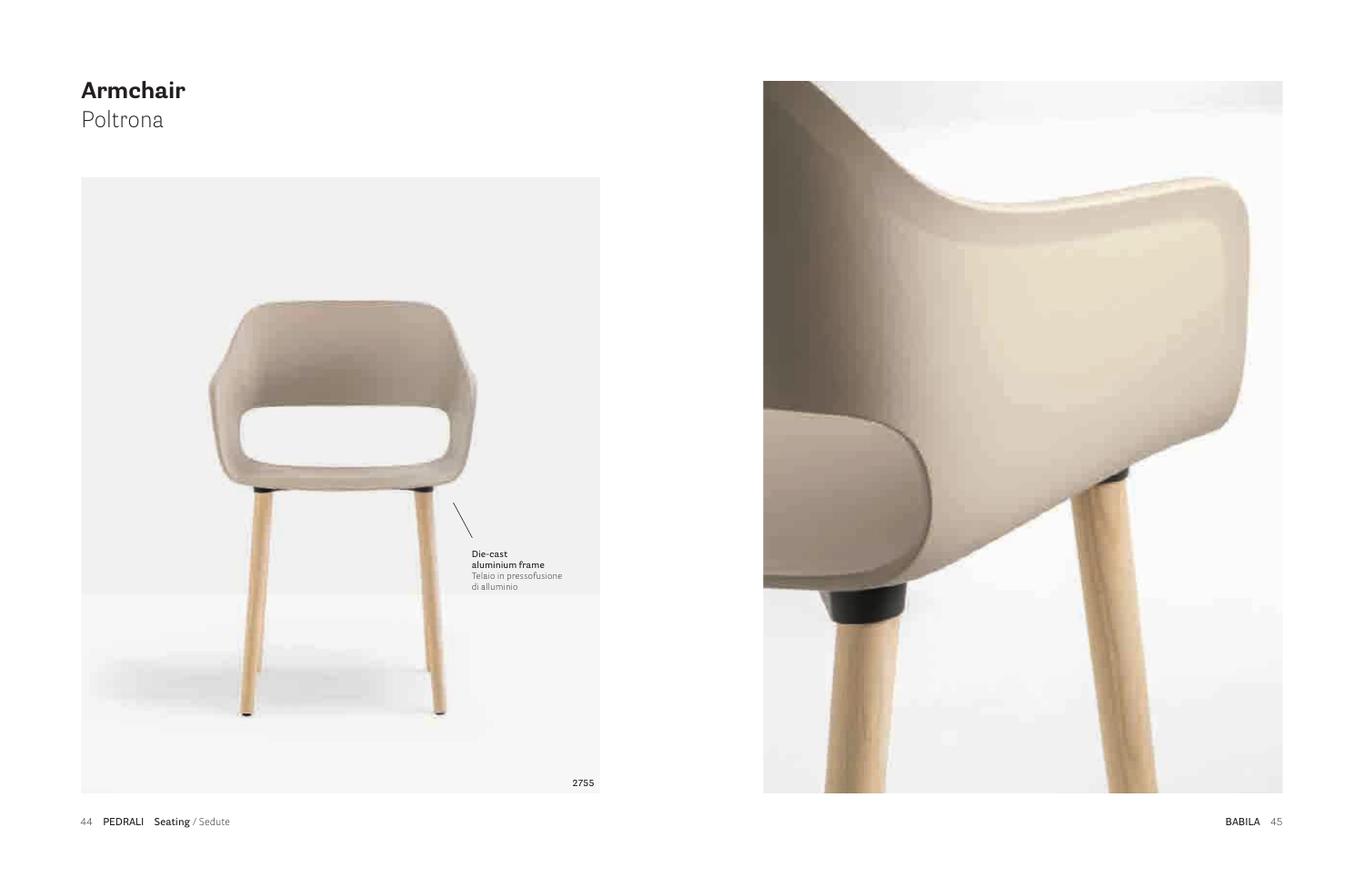# Armchair
Poltrona

**Die-cast aluminium frame**
Telaio in pressofusione di alluminio

2755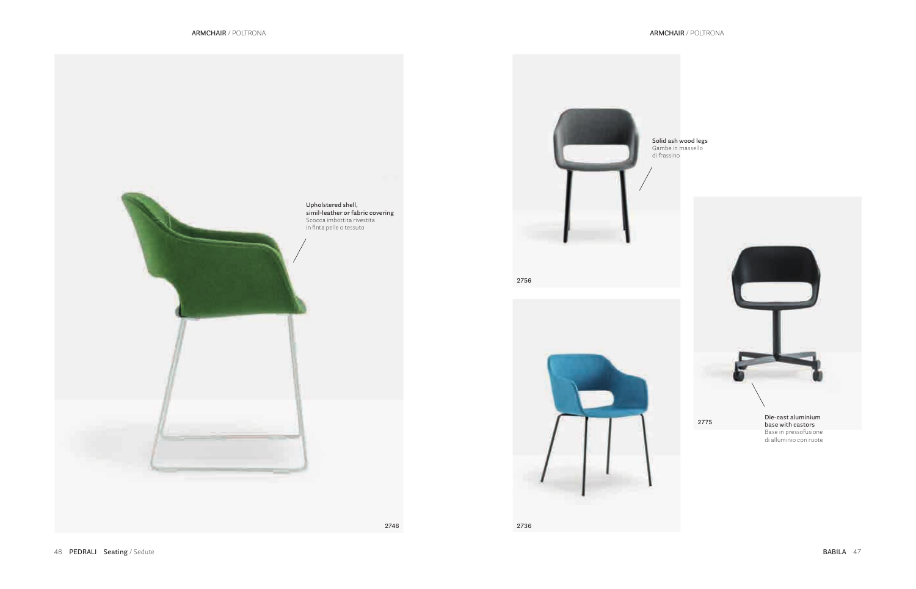ARMCHAIR / POLTRONA

**Upholstered shell, simil-leather or fabric covering**
Scocca imbottita rivestita in finta pelle o tessuto

2746

ARMCHAIR / POLTRONA

**Solid ash wood legs**
Gambe in massello di frassino

2756

2736

2775

**Die-cast aluminium base with castors**
Base in pressofusione di alluminio con ruote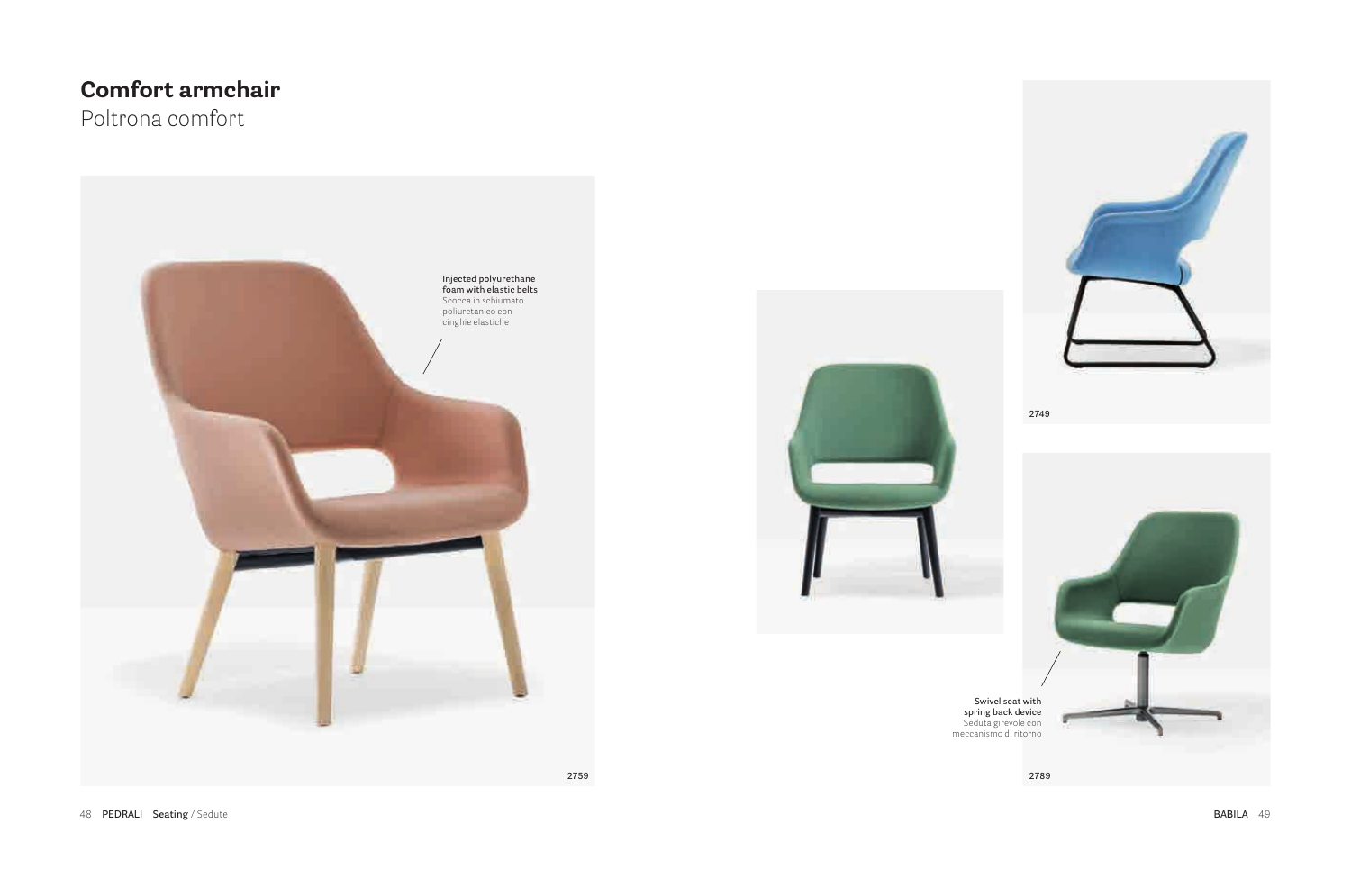# Comfort armchair

Poltrona comfort

**Injected polyurethane foam with elastic belts**
Scocca in schiumato poliuretanico con cinghie elastiche

2759

2749

**Swivel seat with spring back device**
Seduta girevole con meccanismo di ritorno

2789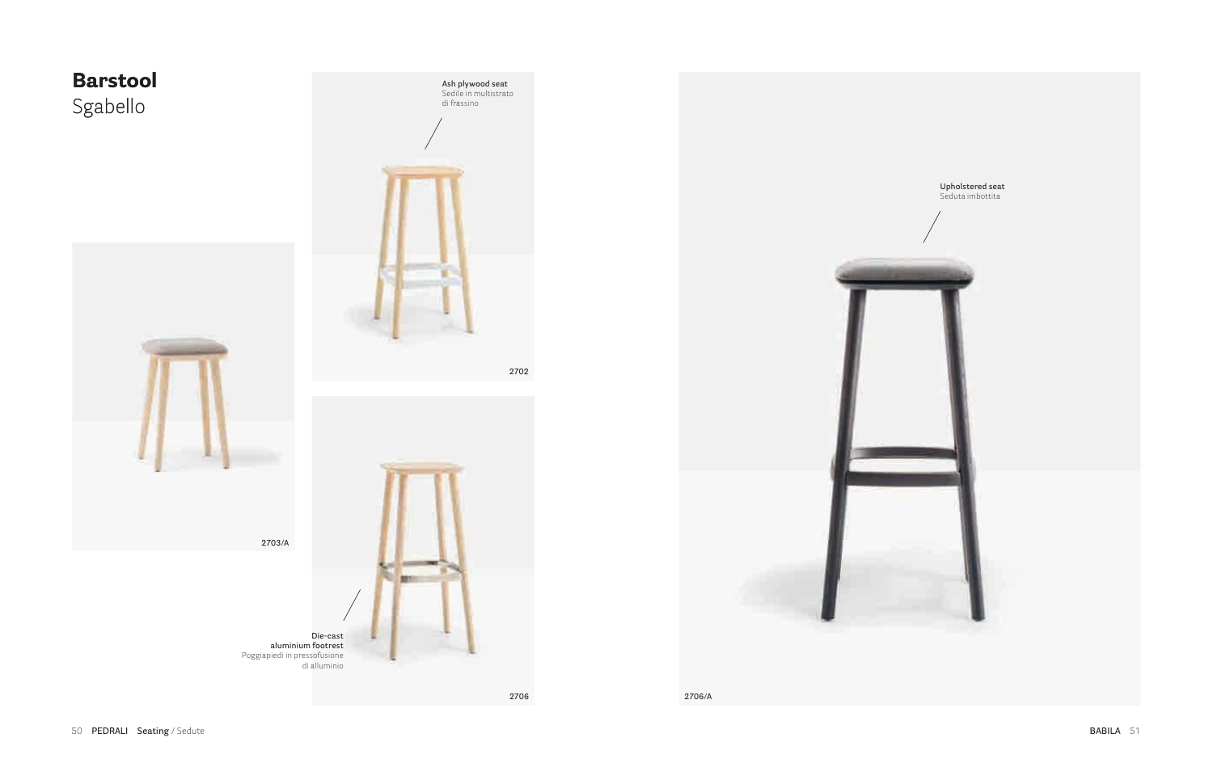# **Barstool**
## Sgabello

**Ash plywood seat**
Sedile in multistrato di frassino

2702

2703/A

**Die-cast aluminium footrest**
Poggiapiedi in pressofusione di alluminio

2706

**Upholstered seat**
Seduta imbottita

2706/A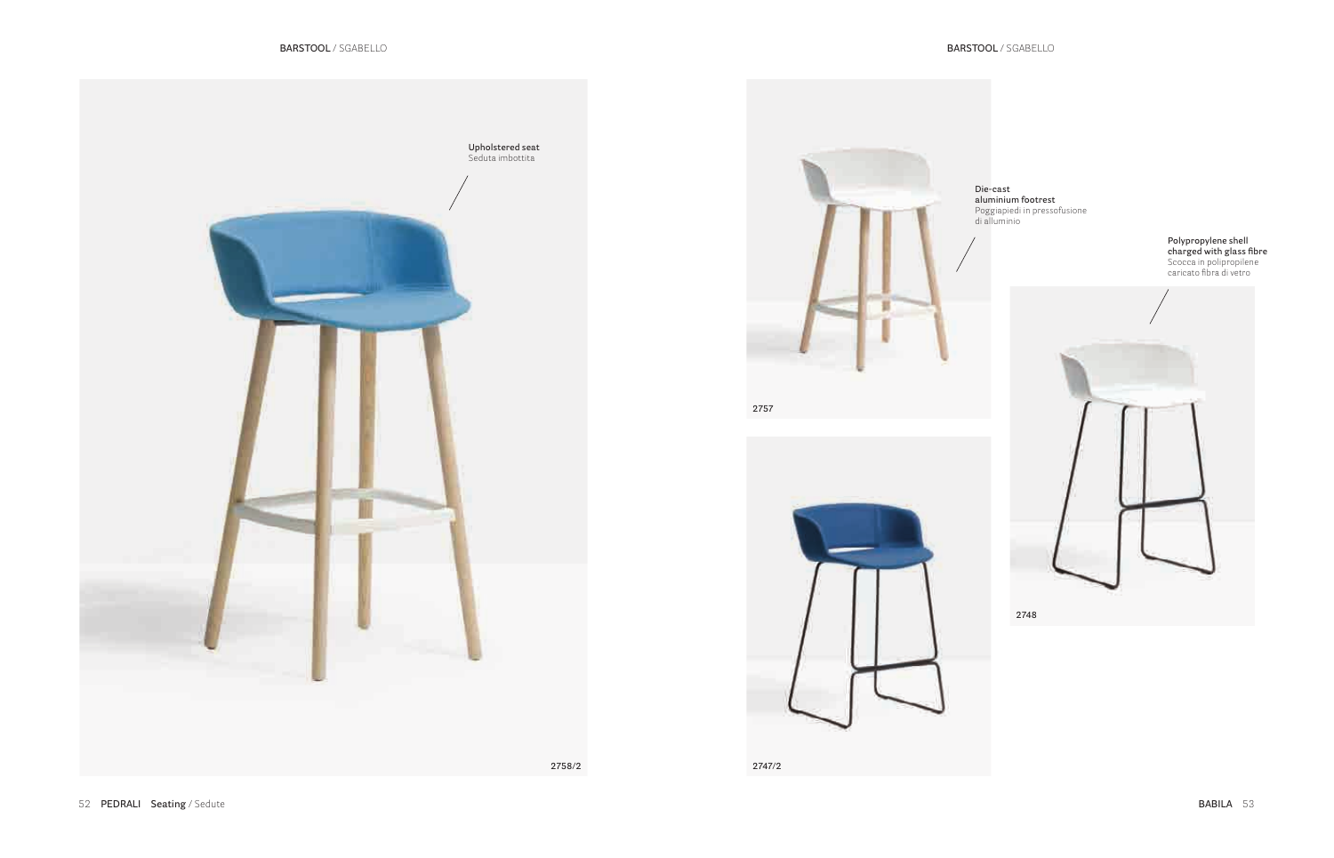## BARSTOOL / SGABELLO

**Upholstered seat**
Seduta imbottita

2758/2

**Die-cast aluminium footrest**
Poggiapiedi in pressofusione di alluminio

2757

2747/2

**Polypropylene shell charged with glass fibre**
Scocca in polipropilene caricato fibra di vetro

2748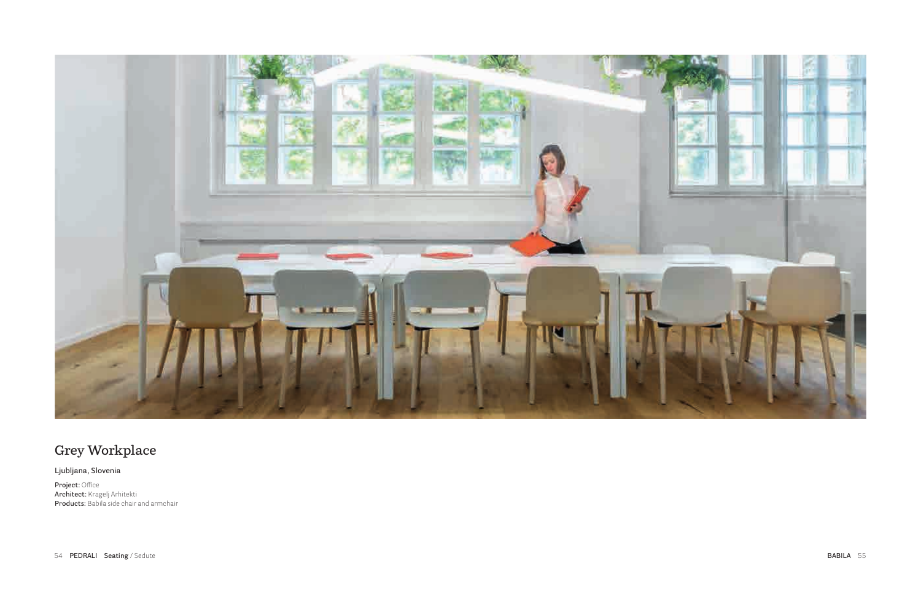# Grey Workplace

Ljubljana, Slovenia

**Project:** Office
**Architect:** Kragelj Arhitekti
**Products:** Babila side chair and armchair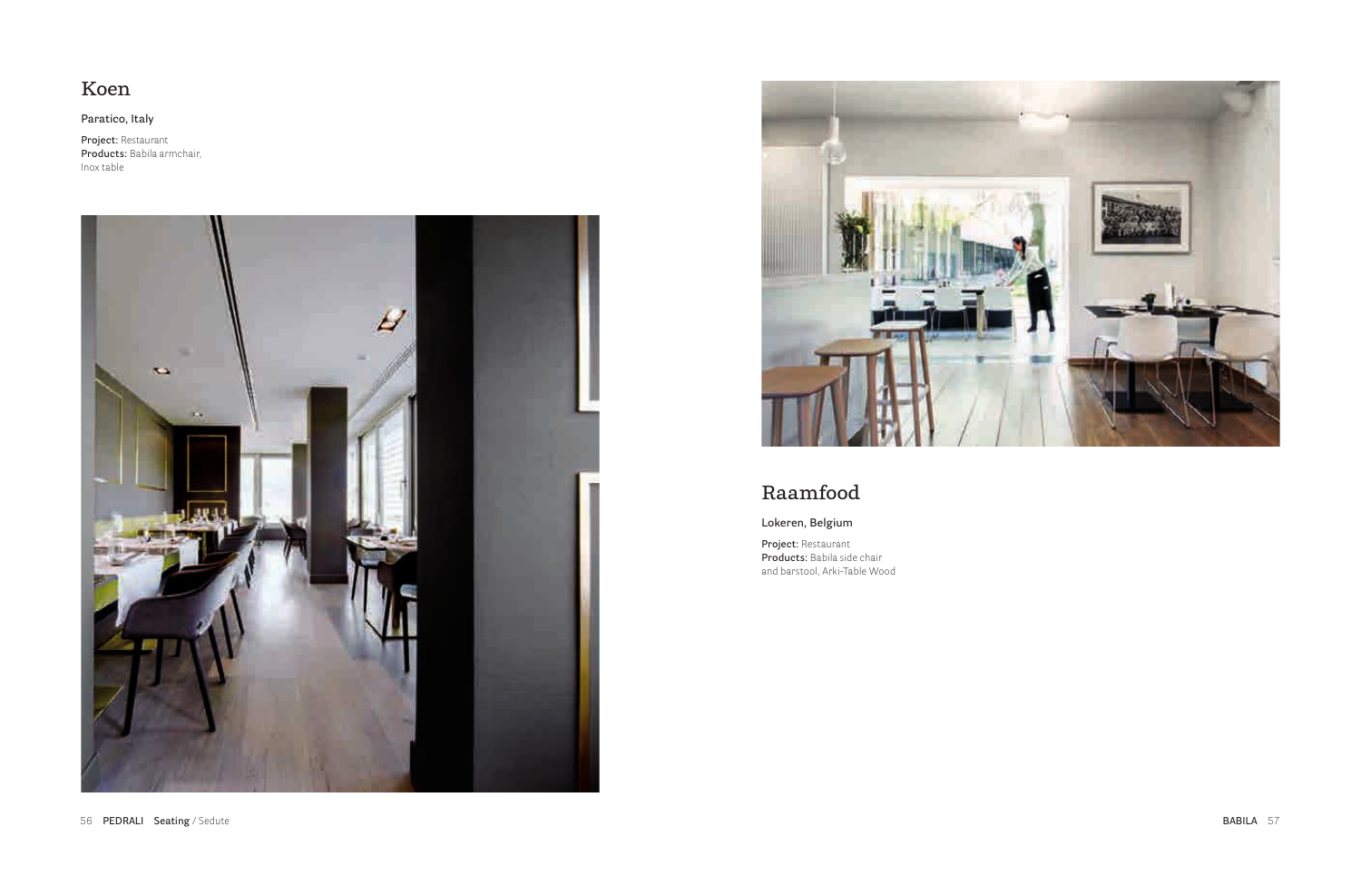## Koen

Paratico, Italy

**Project:** Restaurant
**Products:** Babila armchair, Inox table

## Raamfood

Lokeren, Belgium

**Project:** Restaurant
**Products:** Babila side chair and barstool, Arki-Table Wood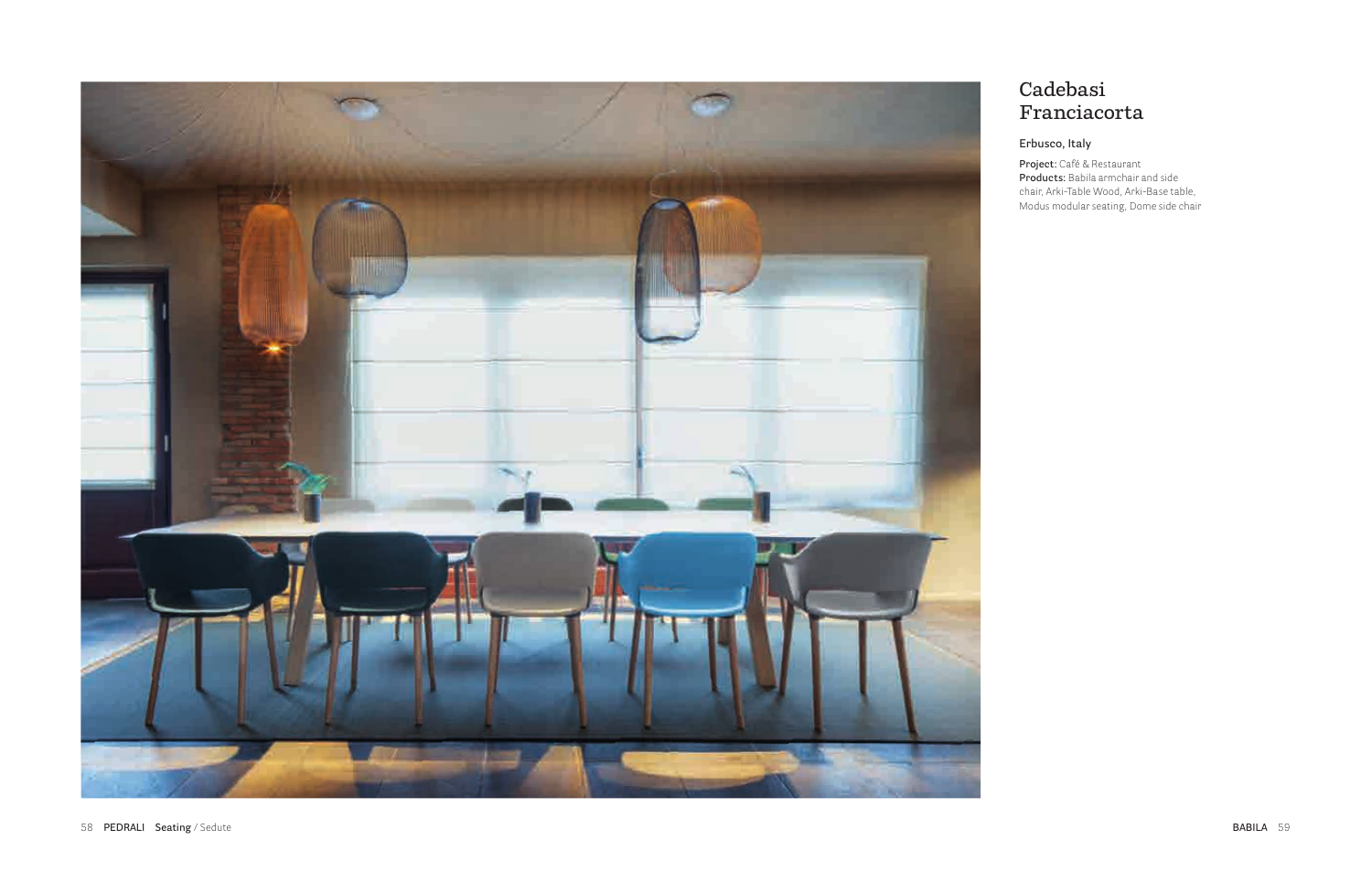# Cadebasi Franciacorta

Erbusco, Italy

**Project:** Café & Restaurant
**Products:** Babila armchair and side chair, Arki-Table Wood, Arki-Base table, Modus modular seating, Dome side chair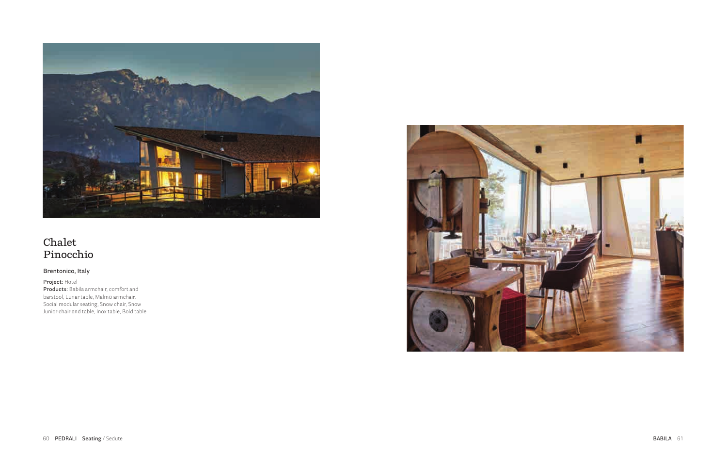# Chalet Pinocchio

Brentonico, Italy

**Project:** Hotel
**Products:** Babila armchair, comfort and barstool, Lunar table, Malmö armchair, Social modular seating, Snow chair, Snow Junior chair and table, Inox table, Bold table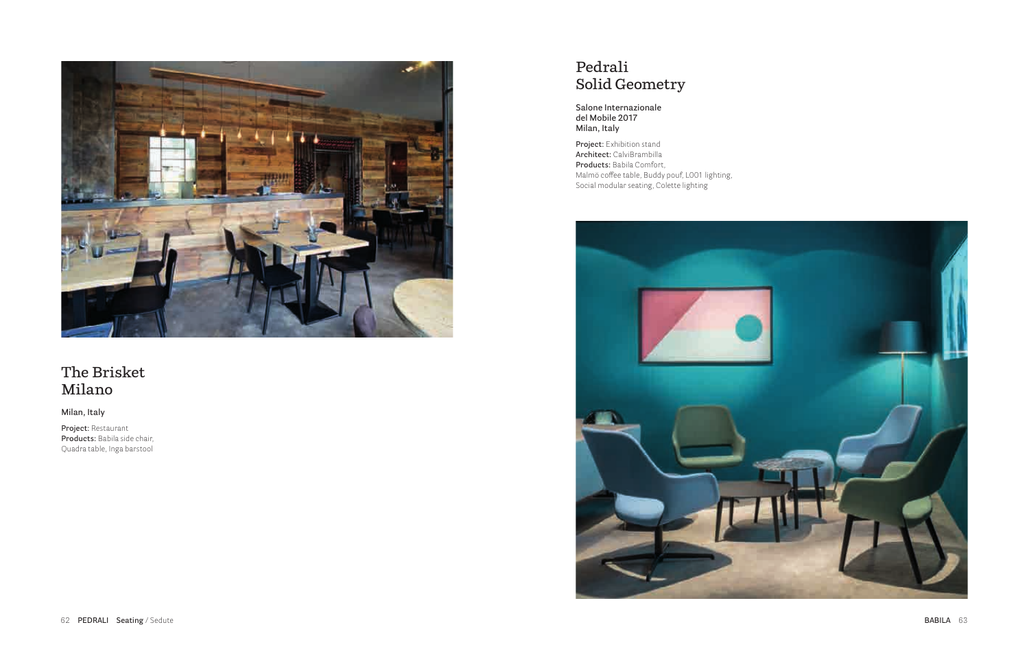## The Brisket Milano

Milan, Italy

**Project:** Restaurant
**Products:** Babila side chair, Quadra table, Inga barstool

## Pedrali Solid Geometry

Salone Internazionale del Mobile 2017
Milan, Italy

**Project:** Exhibition stand
**Architect:** CalviBrambilla
**Products:** Babila Comfort, Malmö coffee table, Buddy pouf, L001 lighting, Social modular seating, Colette lighting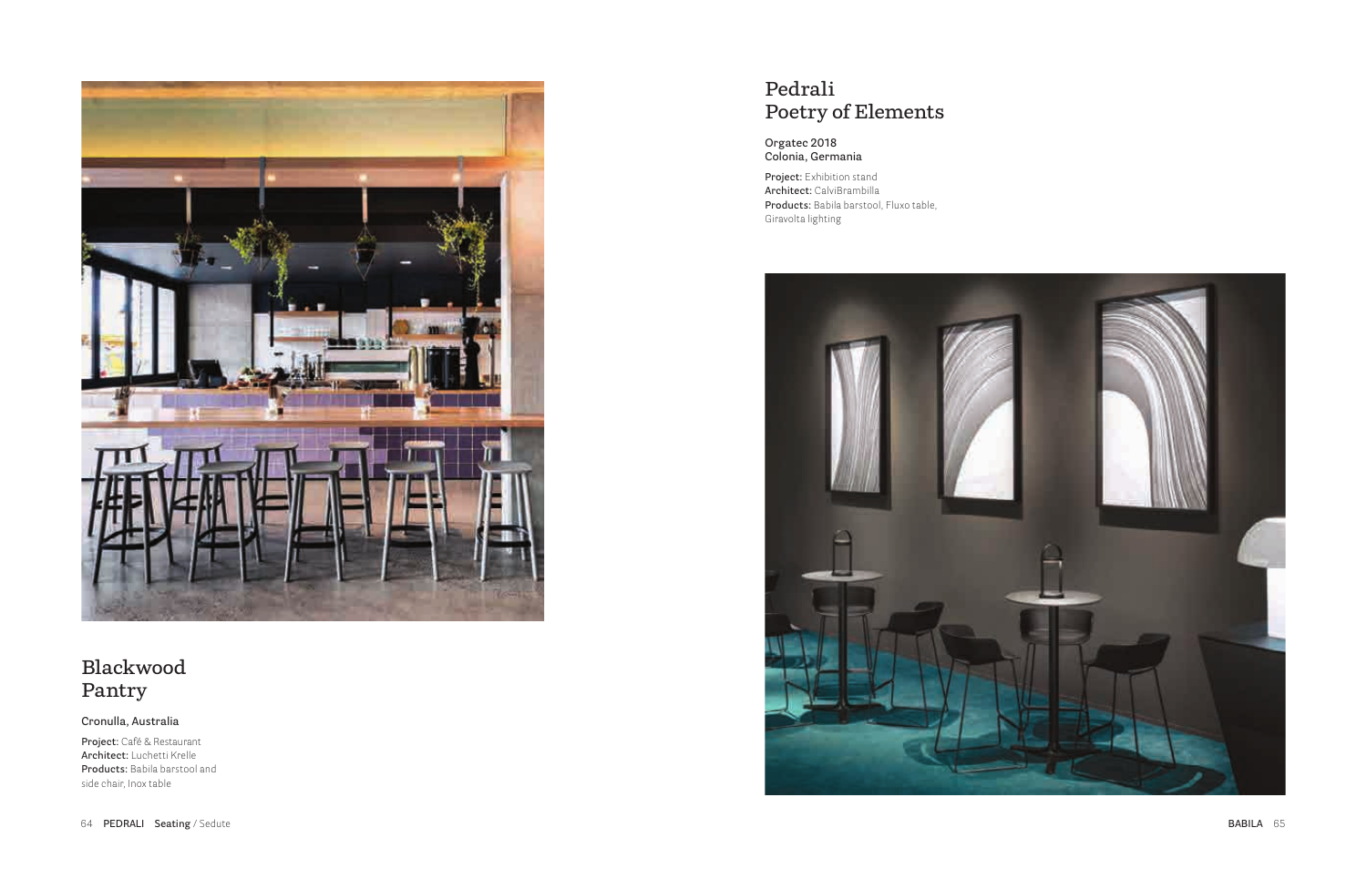## Blackwood Pantry

Cronulla, Australia

**Project:** Café & Restaurant
**Architect:** Luchetti Krelle
**Products:** Babila barstool and side chair, Inox table

## Pedrali Poetry of Elements

Orgatec 2018
Colonia, Germania

**Project:** Exhibition stand
**Architect:** CalviBrambilla
**Products:** Babila barstool, Fluxo table, Giravolta lighting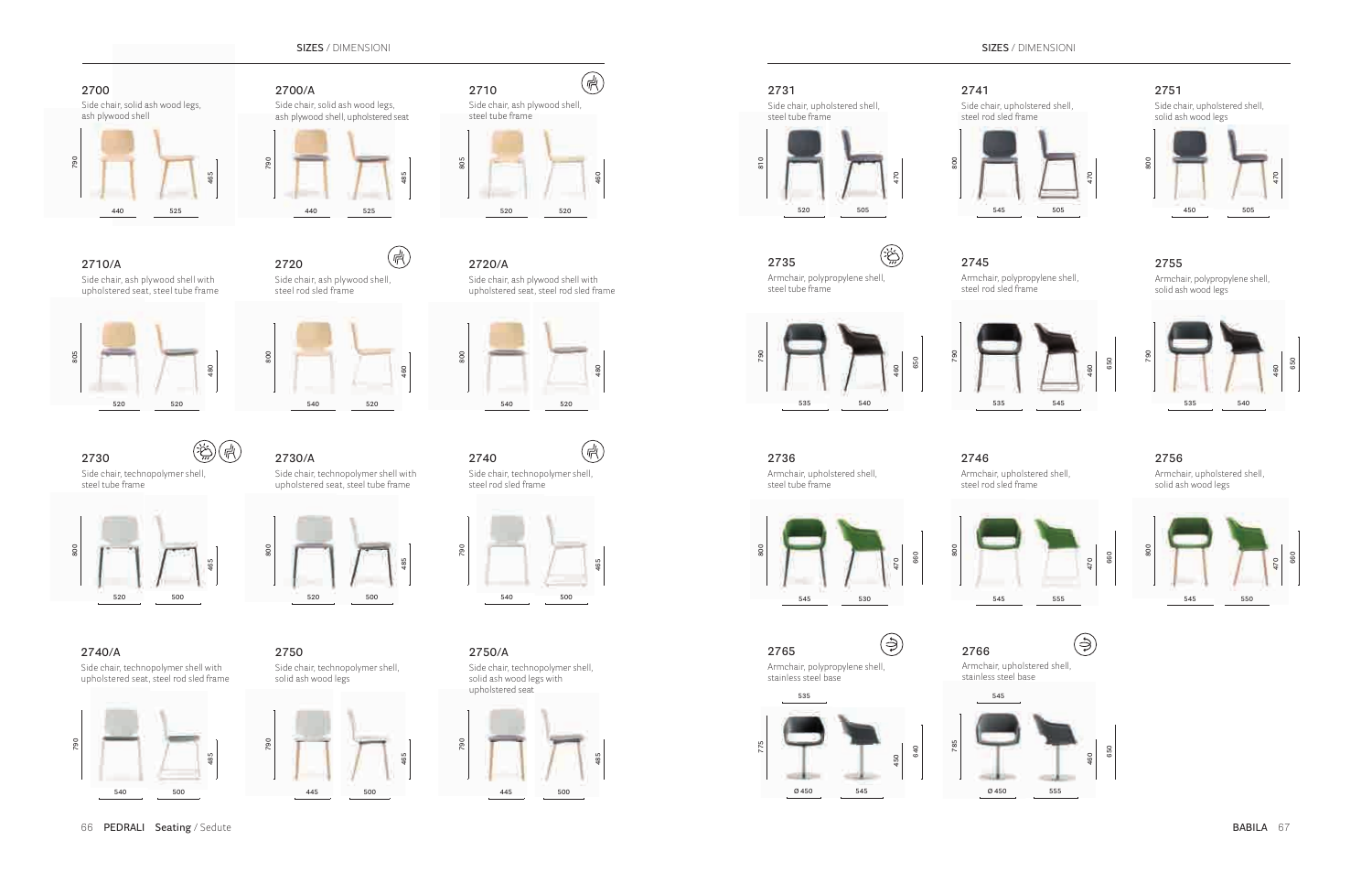## SIZES / DIMENSIONI

### 2700
Side chair, solid ash wood legs, ash plywood shell

790 · 465 · 440 · 525

### 2700/A
Side chair, solid ash wood legs, ash plywood shell, upholstered seat

790 · 485 · 440 · 525

### 2710
Side chair, ash plywood shell, steel tube frame

805 · 460 · 520 · 520

### 2710/A
Side chair, ash plywood shell with upholstered seat, steel tube frame

805 · 480 · 520 · 520

### 2720
Side chair, ash plywood shell, steel rod sled frame

800 · 460 · 540 · 520

### 2720/A
Side chair, ash plywood shell with upholstered seat, steel rod sled frame

800 · 480 · 540 · 520

### 2730
Side chair, technopolymer shell, steel tube frame

800 · 465 · 520 · 500

### 2730/A
Side chair, technopolymer shell with upholstered seat, steel tube frame

800 · 485 · 520 · 500

### 2740
Side chair, technopolymer shell, steel rod sled frame

790 · 465 · 540 · 500

### 2740/A
Side chair, technopolymer shell with upholstered seat, steel rod sled frame

790 · 485 · 540 · 500

### 2750
Side chair, technopolymer shell, solid ash wood legs

790 · 465 · 445 · 500

### 2750/A
Side chair, technopolymer shell, solid ash wood legs with upholstered seat

790 · 485 · 445 · 500

## SIZES / DIMENSIONI

### 2731
Side chair, upholstered shell, steel tube frame

810 · 470 · 520 · 505

### 2741
Side chair, upholstered shell, steel rod sled frame

800 · 470 · 545 · 505

### 2751
Side chair, upholstered shell, solid ash wood legs

800 · 470 · 450 · 505

### 2735
Armchair, polypropylene shell, steel tube frame

790 · 460 · 650 · 535 · 540

### 2745
Armchair, polypropylene shell, steel rod sled frame

790 · 460 · 650 · 535 · 545

### 2755
Armchair, polypropylene shell, solid ash wood legs

790 · 460 · 650 · 535 · 540

### 2736
Armchair, upholstered shell, steel tube frame

800 · 470 · 660 · 545 · 530

### 2746
Armchair, upholstered shell, steel rod sled frame

800 · 470 · 660 · 545 · 555

### 2756
Armchair, upholstered shell, solid ash wood legs

800 · 470 · 660 · 545 · 550

### 2765
Armchair, polypropylene shell, stainless steel base

535 · 775 · 450 · 640 · Ø 450 · 545

### 2766
Armchair, upholstered shell, stainless steel base

545 · 785 · 460 · 650 · Ø 450 · 555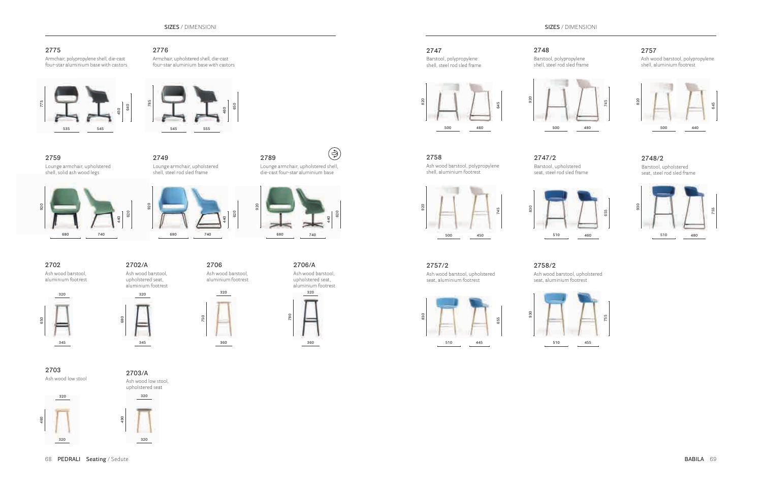## SIZES / DIMENSIONI

### 2775
Armchair, polypropylene shell, die-cast four-star aluminium base with castors

775 · 450 · 640 · 535 · 545

### 2776
Armchair, upholstered shell, die-cast four-star aluminium base with castors

785 · 460 · 650 · 545 · 555

### 2759
Lounge armchair, upholstered shell, solid ash wood legs

920 · 440 · 620 · 680 · 740

### 2749
Lounge armchair, upholstered shell, steel rod sled frame

920 · 440 · 620 · 680 · 740

### 2789
Lounge armchair, upholstered shell, die-cast four-star aluminium base

920 · 440 · 620 · 680 · 740

### 2702
Ash wood barstool, aluminium footrest

320 · 650 · 345

### 2702/A
Ash wood barstool, upholstered seat, aluminium footrest

320 · 680 · 345

### 2706
Ash wood barstool, aluminium footrest

320 · 750 · 360

### 2706/A
Ash wood barstool, upholstered seat, aluminium footrest

320 · 780 · 360

### 2703
Ash wood low stool

320 · 460 · 320

### 2703/A
Ash wood low stool, upholstered seat

320 · 490 · 320

## SIZES / DIMENSIONI

### 2747
Barstool, polypropylene shell, steel rod sled frame

820 · 645 · 500 · 460

### 2748
Barstool, polypropylene shell, steel rod sled frame

920 · 745 · 500 · 480

### 2757
Ash wood barstool, polypropylene shell, aluminium footrest

820 · 645 · 500 · 440

### 2758
Ash wood barstool, polypropylene shell, aluminium footrest

920 · 745 · 500 · 450

### 2747/2
Barstool, upholstered seat, steel rod sled frame

830 · 655 · 510 · 460

### 2748/2
Barstool, upholstered seat, steel rod sled frame

930 · 755 · 510 · 480

### 2757/2
Ash wood barstool, upholstered seat, aluminium footrest

830 · 655 · 510 · 445

### 2758/2
Ash wood barstool, upholstered seat, aluminium footrest

930 · 755 · 510 · 455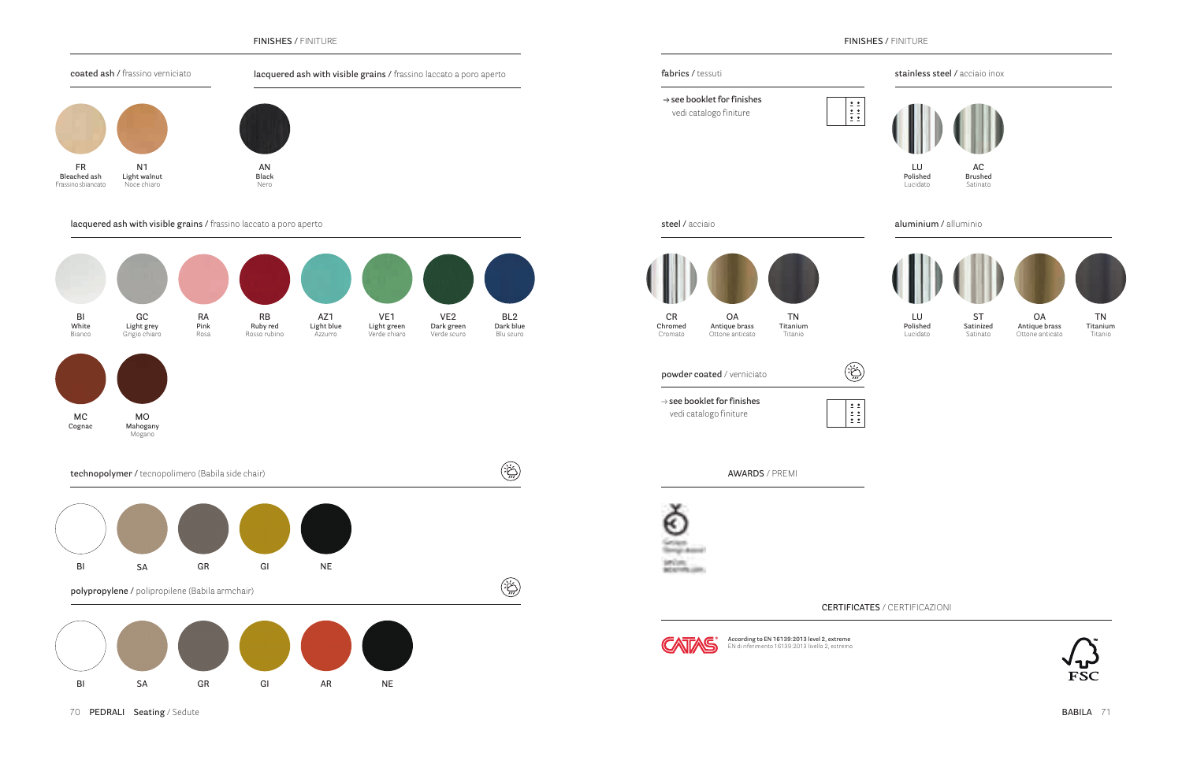## FINISHES / FINITURE

### coated ash / frassino verniciato

FR
Bleached ash
Frassino sbiancato

N1
Light walnut
Noce chiaro

### lacquered ash with visible grains / frassino laccato a poro aperto

AN
Black
Nero

### lacquered ash with visible grains / frassino laccato a poro aperto

BI
White
Bianco

GC
Light grey
Grigio chiaro

RA
Pink
Rosa

RB
Ruby red
Rosso rubino

AZ1
Light blue
Azzurro

VE1
Light green
Verde chiaro

VE2
Dark green
Verde scuro

BL2
Dark blue
Blu scuro

MC
Cognac

MO
Mahogany
Mogano

### technopolymer / tecnopolimero (Babila side chair)

BI SA GR GI NE

### polypropylene / polipropilene (Babila armchair)

BI SA GR GI AR NE

## FINISHES / FINITURE

### fabrics / tessuti

→ see booklet for finishes
vedi catalogo finiture

### stainless steel / acciaio inox

LU
Polished
Lucidato

AC
Brushed
Satinato

### steel / acciaio

CR
Chromed
Cromato

OA
Antique brass
Ottone anticato

TN
Titanium
Titanio

### aluminium / alluminio

LU
Polished
Lucidato

ST
Satinized
Satinato

OA
Antique brass
Ottone anticato

TN
Titanium
Titanio

### powder coated / verniciato

→ see booklet for finishes
vedi catalogo finiture

## AWARDS / PREMI

## CERTIFICATES / CERTIFICAZIONI

CATAS
According to EN 16139:2013 level 2, extreme
EN di riferimento 16139:2013 livello 2, estremo

FSC